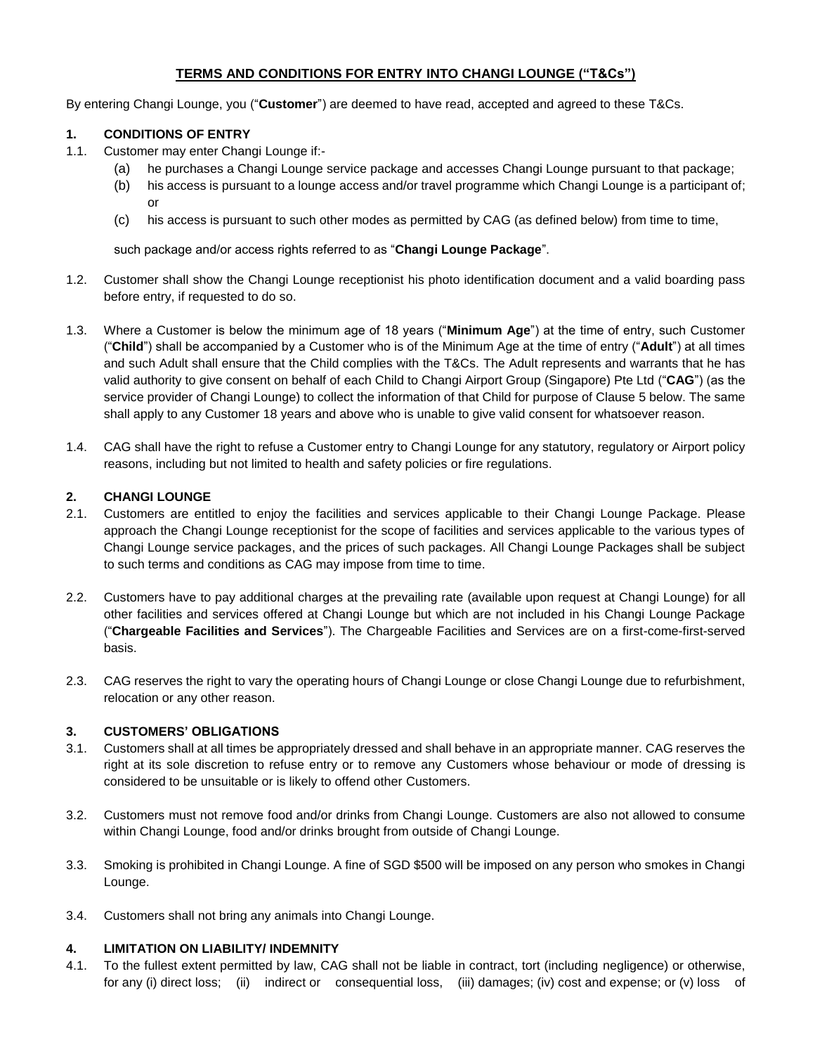# TERMS AND CONDITIONS FOR ENTRY INTO CHANGI LOUNGE ("T&Cs")

By entering Changi Lounge, you ("**Customer**") are deemed to have read, accepted and agreed to these T&Cs.

## 1. CONDITIONS OF ENTRY

1.1. Customer may enter Changi Lounge if:-

- (a) he purchases a Changi Lounge service package and accesses Changi Lounge pursuant to that package;
- (b) his access is pursuant to a lounge access and/or travel programme which Changi Lounge is a participant of; or
- (c) his access is pursuant to such other modes as permitted by CAG (as defined below) from time to time,

such package and/or access rights referred to as "**Changi Lounge Package**".

1.2. Customer shall show the Changi Lounge receptionist his photo identification document and a valid boarding pass before entry, if requested to do so.

1.3. Where a Customer is below the minimum age of 18 years ("**Minimum Age**") at the time of entry, such Customer ("**Child**") shall be accompanied by a Customer who is of the Minimum Age at the time of entry ("**Adult**") at all times and such Adult shall ensure that the Child complies with the T&Cs. The Adult represents and warrants that he has valid authority to give consent on behalf of each Child to Changi Airport Group (Singapore) Pte Ltd ("**CAG**") (as the service provider of Changi Lounge) to collect the information of that Child for purpose of Clause 5 below. The same shall apply to any Customer 18 years and above who is unable to give valid consent for whatsoever reason.

1.4. CAG shall have the right to refuse a Customer entry to Changi Lounge for any statutory, regulatory or Airport policy reasons, including but not limited to health and safety policies or fire regulations.

## 2. CHANGI LOUNGE

2.1. Customers are entitled to enjoy the facilities and services applicable to their Changi Lounge Package. Please approach the Changi Lounge receptionist for the scope of facilities and services applicable to the various types of Changi Lounge service packages, and the prices of such packages. All Changi Lounge Packages shall be subject to such terms and conditions as CAG may impose from time to time.

2.2. Customers have to pay additional charges at the prevailing rate (available upon request at Changi Lounge) for all other facilities and services offered at Changi Lounge but which are not included in his Changi Lounge Package ("**Chargeable Facilities and Services**"). The Chargeable Facilities and Services are on a first-come-first-served basis.

2.3. CAG reserves the right to vary the operating hours of Changi Lounge or close Changi Lounge due to refurbishment, relocation or any other reason.

## 3. CUSTOMERS' OBLIGATIONS

3.1. Customers shall at all times be appropriately dressed and shall behave in an appropriate manner. CAG reserves the right at its sole discretion to refuse entry or to remove any Customers whose behaviour or mode of dressing is considered to be unsuitable or is likely to offend other Customers.

3.2. Customers must not remove food and/or drinks from Changi Lounge. Customers are also not allowed to consume within Changi Lounge, food and/or drinks brought from outside of Changi Lounge.

3.3. Smoking is prohibited in Changi Lounge. A fine of SGD $500 will be imposed on any person who smokes in Changi Lounge.

3.4. Customers shall not bring any animals into Changi Lounge.

## 4. LIMITATION ON LIABILITY/ INDEMNITY

4.1. To the fullest extent permitted by law, CAG shall not be liable in contract, tort (including negligence) or otherwise, for any (i) direct loss; (ii) indirect or consequential loss, (iii) damages; (iv) cost and expense; or (v) loss of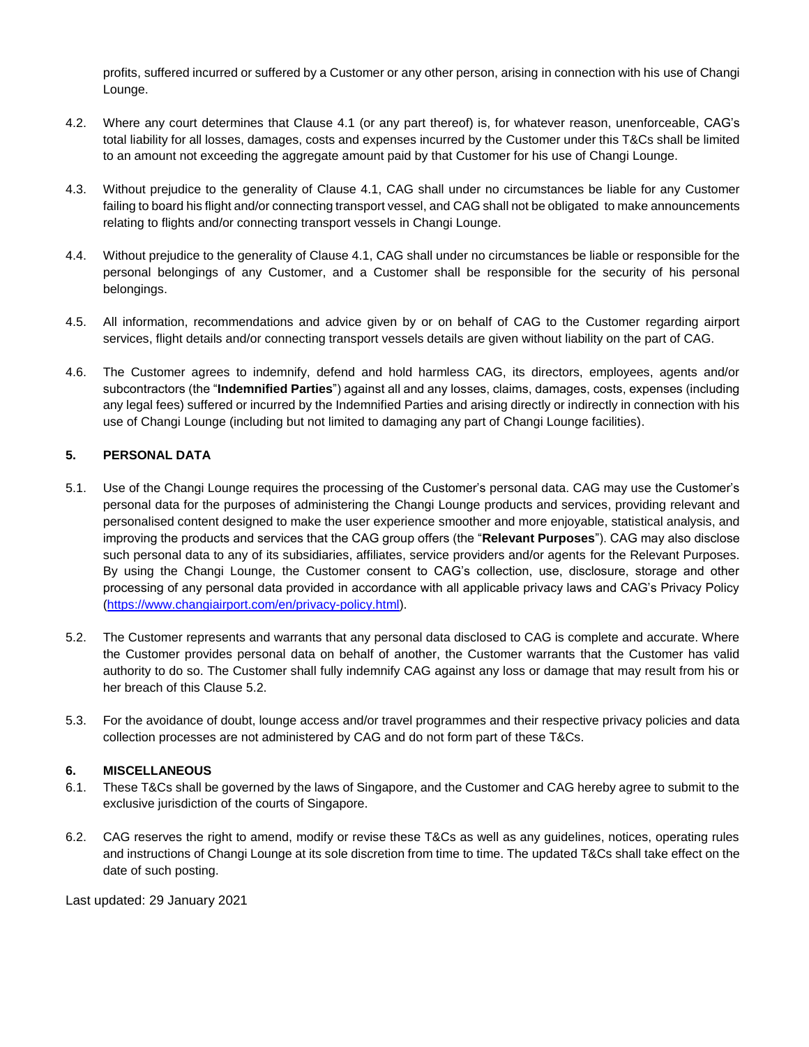profits, suffered incurred or suffered by a Customer or any other person, arising in connection with his use of Changi Lounge.

4.2. Where any court determines that Clause 4.1 (or any part thereof) is, for whatever reason, unenforceable, CAG's total liability for all losses, damages, costs and expenses incurred by the Customer under this T&Cs shall be limited to an amount not exceeding the aggregate amount paid by that Customer for his use of Changi Lounge.

4.3. Without prejudice to the generality of Clause 4.1, CAG shall under no circumstances be liable for any Customer failing to board his flight and/or connecting transport vessel, and CAG shall not be obligated to make announcements relating to flights and/or connecting transport vessels in Changi Lounge.

4.4. Without prejudice to the generality of Clause 4.1, CAG shall under no circumstances be liable or responsible for the personal belongings of any Customer, and a Customer shall be responsible for the security of his personal belongings.

4.5. All information, recommendations and advice given by or on behalf of CAG to the Customer regarding airport services, flight details and/or connecting transport vessels details are given without liability on the part of CAG.

4.6. The Customer agrees to indemnify, defend and hold harmless CAG, its directors, employees, agents and/or subcontractors (the "**Indemnified Parties**") against all and any losses, claims, damages, costs, expenses (including any legal fees) suffered or incurred by the Indemnified Parties and arising directly or indirectly in connection with his use of Changi Lounge (including but not limited to damaging any part of Changi Lounge facilities).

## 5. PERSONAL DATA

5.1. Use of the Changi Lounge requires the processing of the Customer's personal data. CAG may use the Customer's personal data for the purposes of administering the Changi Lounge products and services, providing relevant and personalised content designed to make the user experience smoother and more enjoyable, statistical analysis, and improving the products and services that the CAG group offers (the "**Relevant Purposes**"). CAG may also disclose such personal data to any of its subsidiaries, affiliates, service providers and/or agents for the Relevant Purposes. By using the Changi Lounge, the Customer consent to CAG's collection, use, disclosure, storage and other processing of any personal data provided in accordance with all applicable privacy laws and CAG's Privacy Policy (https://www.changiairport.com/en/privacy-policy.html).

5.2. The Customer represents and warrants that any personal data disclosed to CAG is complete and accurate. Where the Customer provides personal data on behalf of another, the Customer warrants that the Customer has valid authority to do so. The Customer shall fully indemnify CAG against any loss or damage that may result from his or her breach of this Clause 5.2.

5.3. For the avoidance of doubt, lounge access and/or travel programmes and their respective privacy policies and data collection processes are not administered by CAG and do not form part of these T&Cs.

## 6. MISCELLANEOUS

6.1. These T&Cs shall be governed by the laws of Singapore, and the Customer and CAG hereby agree to submit to the exclusive jurisdiction of the courts of Singapore.

6.2. CAG reserves the right to amend, modify or revise these T&Cs as well as any guidelines, notices, operating rules and instructions of Changi Lounge at its sole discretion from time to time. The updated T&Cs shall take effect on the date of such posting.

Last updated: 29 January 2021